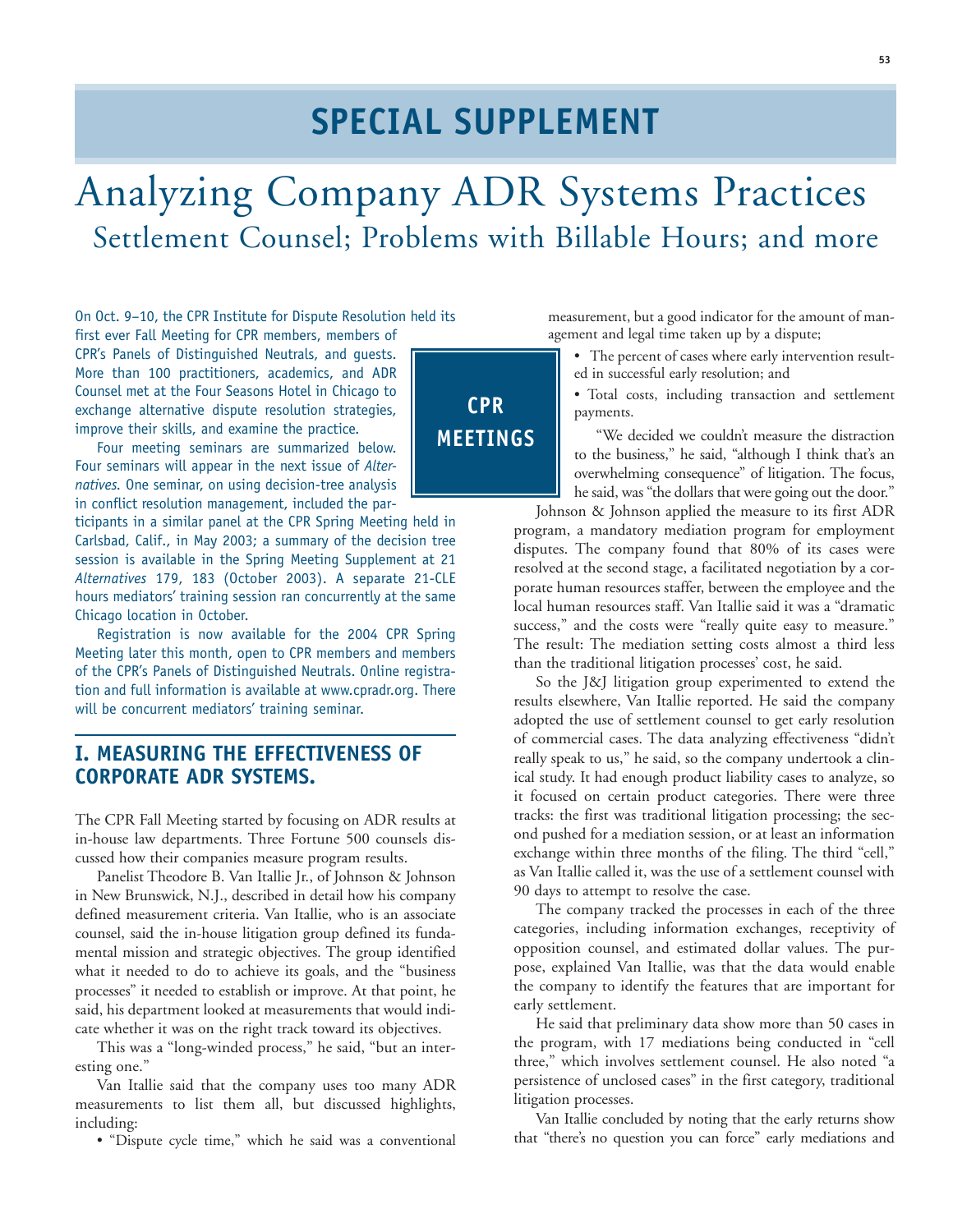# SPECIAL SUPPLEMENT

# Analyzing Company ADR Systems Practices

## Settlement Counsel; Problems with Billable Hours; and more

**CPR MEETINGS**

On Oct. 9–10, the CPR Institute for Dispute Resolution held its first ever Fall Meeting for CPR members, members of CPR's Panels of Distinguished Neutrals, and guests. More than 100 practitioners, academics, and ADR Counsel met at the Four Seasons Hotel in Chicago to exchange alternative dispute resolution strategies, improve their skills, and examine the practice.

Four meeting seminars are summarized below. Four seminars will appear in the next issue of *Alternatives*. One seminar, on using decision-tree analysis in conflict resolution management, included the participants in a similar panel at the CPR Spring Meeting held in Carlsbad, Calif., in May 2003; a summary of the decision tree session is available in the Spring Meeting Supplement at 21 *Alternatives* 179, 183 (October 2003). A separate 21-CLE hours mediators' training session ran concurrently at the same Chicago location in October.

Registration is now available for the 2004 CPR Spring Meeting later this month, open to CPR members and members of the CPR's Panels of Distinguished Neutrals. Online registration and full information is available at www.cpradr.org. There will be concurrent mediators' training seminar.

## I. MEASURING THE EFFECTIVENESS OF CORPORATE ADR SYSTEMS.

The CPR Fall Meeting started by focusing on ADR results at in-house law departments. Three Fortune 500 counsels discussed how their companies measure program results.

Panelist Theodore B. Van Itallie Jr., of Johnson & Johnson in New Brunswick, N.J., described in detail how his company defined measurement criteria. Van Itallie, who is an associate counsel, said the in-house litigation group defined its fundamental mission and strategic objectives. The group identified what it needed to do to achieve its goals, and the "business processes" it needed to establish or improve. At that point, he said, his department looked at measurements that would indicate whether it was on the right track toward its objectives.

This was a "long-winded process," he said, "but an interesting one."

Van Itallie said that the company uses too many ADR measurements to list them all, but discussed highlights, including:

- "Dispute cycle time," which he said was a conventional measurement, but a good indicator for the amount of management and legal time taken up by a dispute;
- The percent of cases where early intervention resulted in successful early resolution; and
- Total costs, including transaction and settlement payments.

"We decided we couldn't measure the distraction to the business," he said, "although I think that's an overwhelming consequence" of litigation. The focus, he said, was "the dollars that were going out the door."

Johnson & Johnson applied the measure to its first ADR program, a mandatory mediation program for employment disputes. The company found that 80% of its cases were resolved at the second stage, a facilitated negotiation by a corporate human resources staffer, between the employee and the local human resources staff. Van Itallie said it was a "dramatic success," and the costs were "really quite easy to measure." The result: The mediation setting costs almost a third less than the traditional litigation processes' cost, he said.

So the J&J litigation group experimented to extend the results elsewhere, Van Itallie reported. He said the company adopted the use of settlement counsel to get early resolution of commercial cases. The data analyzing effectiveness "didn't really speak to us," he said, so the company undertook a clinical study. It had enough product liability cases to analyze, so it focused on certain product categories. There were three tracks: the first was traditional litigation processing; the second pushed for a mediation session, or at least an information exchange within three months of the filing. The third "cell," as Van Itallie called it, was the use of a settlement counsel with 90 days to attempt to resolve the case.

The company tracked the processes in each of the three categories, including information exchanges, receptivity of opposition counsel, and estimated dollar values. The purpose, explained Van Itallie, was that the data would enable the company to identify the features that are important for early settlement.

He said that preliminary data show more than 50 cases in the program, with 17 mediations being conducted in "cell three," which involves settlement counsel. He also noted "a persistence of unclosed cases" in the first category, traditional litigation processes.

Van Itallie concluded by noting that the early returns show that "there's no question you can force" early mediations and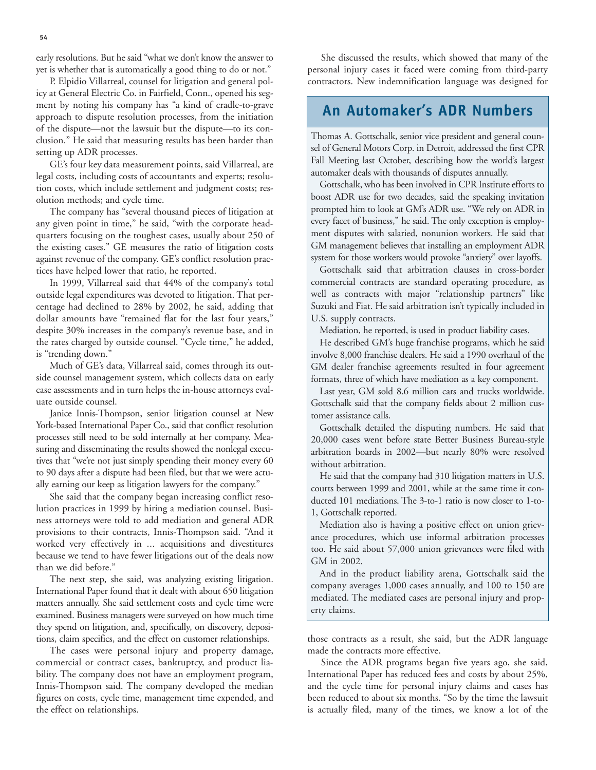early resolutions. But he said "what we don't know the answer to yet is whether that is automatically a good thing to do or not."

P. Elpidio Villarreal, counsel for litigation and general policy at General Electric Co. in Fairfield, Conn., opened his segment by noting his company has "a kind of cradle-to-grave approach to dispute resolution processes, from the initiation of the dispute—not the lawsuit but the dispute—to its conclusion." He said that measuring results has been harder than setting up ADR processes.

GE's four key data measurement points, said Villarreal, are legal costs, including costs of accountants and experts; resolution costs, which include settlement and judgment costs; resolution methods; and cycle time.

The company has "several thousand pieces of litigation at any given point in time," he said, "with the corporate headquarters focusing on the toughest cases, usually about 250 of the existing cases." GE measures the ratio of litigation costs against revenue of the company. GE's conflict resolution practices have helped lower that ratio, he reported.

In 1999, Villarreal said that 44% of the company's total outside legal expenditures was devoted to litigation. That percentage had declined to 28% by 2002, he said, adding that dollar amounts have "remained flat for the last four years," despite 30% increases in the company's revenue base, and in the rates charged by outside counsel. "Cycle time," he added, is "trending down."

Much of GE's data, Villarreal said, comes through its outside counsel management system, which collects data on early case assessments and in turn helps the in-house attorneys evaluate outside counsel.

Janice Innis-Thompson, senior litigation counsel at New York-based International Paper Co., said that conflict resolution processes still need to be sold internally at her company. Measuring and disseminating the results showed the nonlegal executives that "we're not just simply spending their money every 60 to 90 days after a dispute had been filed, but that we were actually earning our keep as litigation lawyers for the company."

She said that the company began increasing conflict resolution practices in 1999 by hiring a mediation counsel. Business attorneys were told to add mediation and general ADR provisions to their contracts, Innis-Thompson said. "And it worked very effectively in ... acquisitions and divestitures because we tend to have fewer litigations out of the deals now than we did before."

The next step, she said, was analyzing existing litigation. International Paper found that it dealt with about 650 litigation matters annually. She said settlement costs and cycle time were examined. Business managers were surveyed on how much time they spend on litigation, and, specifically, on discovery, depositions, claim specifics, and the effect on customer relationships.

The cases were personal injury and property damage, commercial or contract cases, bankruptcy, and product liability. The company does not have an employment program, Innis-Thompson said. The company developed the median figures on costs, cycle time, management time expended, and the effect on relationships.

She discussed the results, which showed that many of the personal injury cases it faced were coming from third-party contractors. New indemnification language was designed for those contracts as a result, she said, but the ADR language made the contracts more effective.

Since the ADR programs began five years ago, she said, International Paper has reduced fees and costs by about 25%, and the cycle time for personal injury claims and cases has been reduced to about six months. "So by the time the lawsuit is actually filed, many of the times, we know a lot of the

## An Automaker's ADR Numbers

Thomas A. Gottschalk, senior vice president and general counsel of General Motors Corp. in Detroit, addressed the first CPR Fall Meeting last October, describing how the world's largest automaker deals with thousands of disputes annually.

Gottschalk, who has been involved in CPR Institute efforts to boost ADR use for two decades, said the speaking invitation prompted him to look at GM's ADR use. "We rely on ADR in every facet of business," he said. The only exception is employment disputes with salaried, nonunion workers. He said that GM management believes that installing an employment ADR system for those workers would provoke "anxiety" over layoffs.

Gottschalk said that arbitration clauses in cross-border commercial contracts are standard operating procedure, as well as contracts with major "relationship partners" like Suzuki and Fiat. He said arbitration isn't typically included in U.S. supply contracts.

Mediation, he reported, is used in product liability cases.

He described GM's huge franchise programs, which he said involve 8,000 franchise dealers. He said a 1990 overhaul of the GM dealer franchise agreements resulted in four agreement formats, three of which have mediation as a key component.

Last year, GM sold 8.6 million cars and trucks worldwide. Gottschalk said that the company fields about 2 million customer assistance calls.

Gottschalk detailed the disputing numbers. He said that 20,000 cases went before state Better Business Bureau-style arbitration boards in 2002—but nearly 80% were resolved without arbitration.

He said that the company had 310 litigation matters in U.S. courts between 1999 and 2001, while at the same time it conducted 101 mediations. The 3-to-1 ratio is now closer to 1-to-1, Gottschalk reported.

Mediation also is having a positive effect on union grievance procedures, which use informal arbitration processes too. He said about 57,000 union grievances were filed with GM in 2002.

And in the product liability arena, Gottschalk said the company averages 1,000 cases annually, and 100 to 150 are mediated. The mediated cases are personal injury and property claims.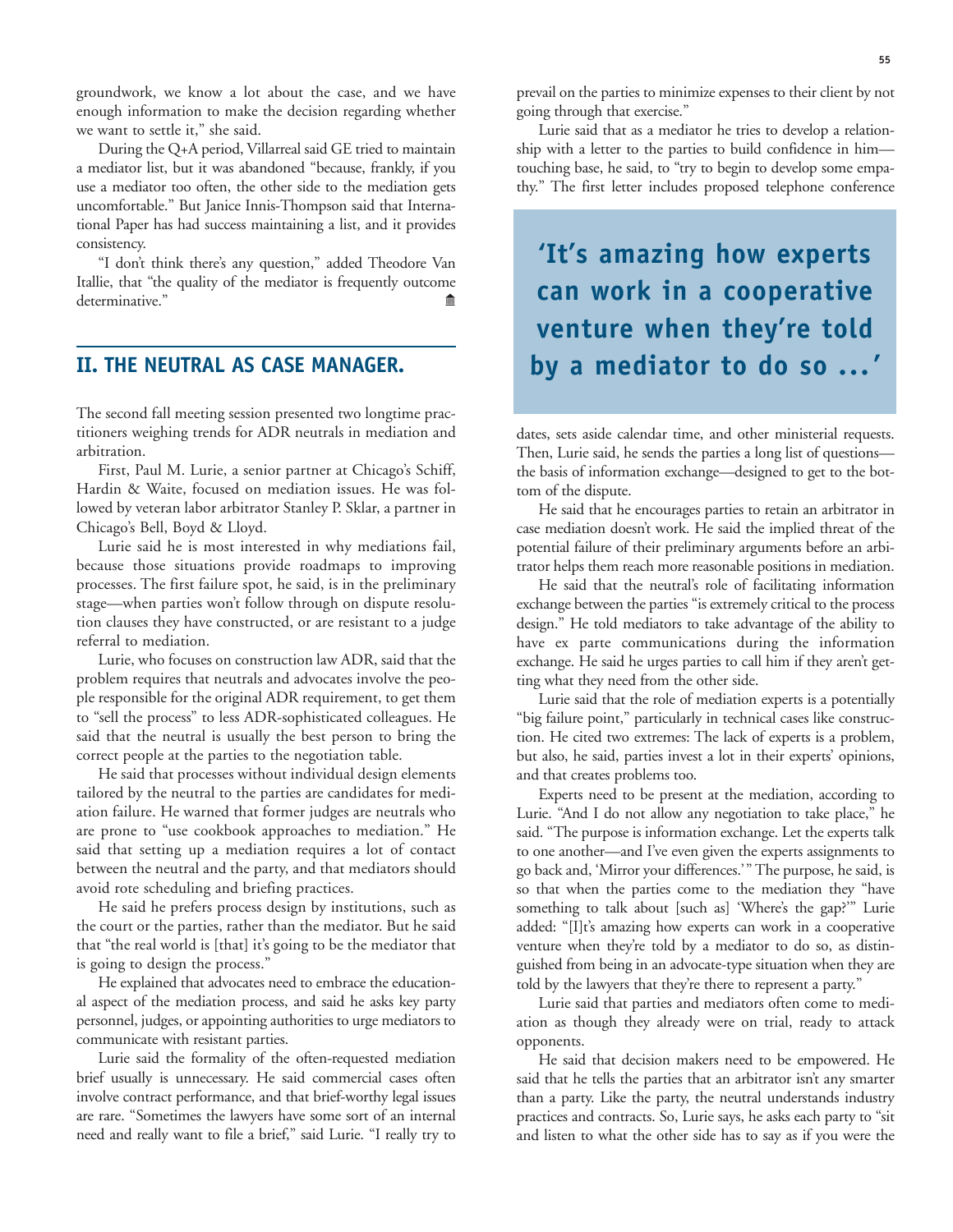groundwork, we know a lot about the case, and we have enough information to make the decision regarding whether we want to settle it," she said.

During the Q+A period, Villarreal said GE tried to maintain a mediator list, but it was abandoned "because, frankly, if you use a mediator too often, the other side to the mediation gets uncomfortable." But Janice Innis-Thompson said that International Paper has had success maintaining a list, and it provides consistency.

"I don't think there's any question," added Theodore Van Itallie, that "the quality of the mediator is frequently outcome determinative."

## II. THE NEUTRAL AS CASE MANAGER.

The second fall meeting session presented two longtime practitioners weighing trends for ADR neutrals in mediation and arbitration.

First, Paul M. Lurie, a senior partner at Chicago's Schiff, Hardin & Waite, focused on mediation issues. He was followed by veteran labor arbitrator Stanley P. Sklar, a partner in Chicago's Bell, Boyd & Lloyd.

Lurie said he is most interested in why mediations fail, because those situations provide roadmaps to improving processes. The first failure spot, he said, is in the preliminary stage—when parties won't follow through on dispute resolution clauses they have constructed, or are resistant to a judge referral to mediation.

Lurie, who focuses on construction law ADR, said that the problem requires that neutrals and advocates involve the people responsible for the original ADR requirement, to get them to "sell the process" to less ADR-sophisticated colleagues. He said that the neutral is usually the best person to bring the correct people at the parties to the negotiation table.

He said that processes without individual design elements tailored by the neutral to the parties are candidates for mediation failure. He warned that former judges are neutrals who are prone to "use cookbook approaches to mediation." He said that setting up a mediation requires a lot of contact between the neutral and the party, and that mediators should avoid rote scheduling and briefing practices.

He said he prefers process design by institutions, such as the court or the parties, rather than the mediator. But he said that "the real world is [that] it's going to be the mediator that is going to design the process."

He explained that advocates need to embrace the educational aspect of the mediation process, and said he asks key party personnel, judges, or appointing authorities to urge mediators to communicate with resistant parties.

Lurie said the formality of the often-requested mediation brief usually is unnecessary. He said commercial cases often involve contract performance, and that brief-worthy legal issues are rare. "Sometimes the lawyers have some sort of an internal need and really want to file a brief," said Lurie. "I really try to prevail on the parties to minimize expenses to their client by not going through that exercise."

Lurie said that as a mediator he tries to develop a relationship with a letter to the parties to build confidence in him—touching base, he said, to "try to begin to develop some empathy." The first letter includes proposed telephone conference dates, sets aside calendar time, and other ministerial requests. Then, Lurie said, he sends the parties a long list of questions—the basis of information exchange—designed to get to the bottom of the dispute.

**'It's amazing how experts can work in a cooperative venture when they're told by a mediator to do so ...'**

He said that he encourages parties to retain an arbitrator in case mediation doesn't work. He said the implied threat of the potential failure of their preliminary arguments before an arbitrator helps them reach more reasonable positions in mediation.

He said that the neutral's role of facilitating information exchange between the parties "is extremely critical to the process design." He told mediators to take advantage of the ability to have ex parte communications during the information exchange. He said he urges parties to call him if they aren't getting what they need from the other side.

Lurie said that the role of mediation experts is a potentially "big failure point," particularly in technical cases like construction. He cited two extremes: The lack of experts is a problem, but also, he said, parties invest a lot in their experts' opinions, and that creates problems too.

Experts need to be present at the mediation, according to Lurie. "And I do not allow any negotiation to take place," he said. "The purpose is information exchange. Let the experts talk to one another—and I've even given the experts assignments to go back and, 'Mirror your differences.'" The purpose, he said, is so that when the parties come to the mediation they "have something to talk about [such as] 'Where's the gap?'" Lurie added: "[I]t's amazing how experts can work in a cooperative venture when they're told by a mediator to do so, as distinguished from being in an advocate-type situation when they are told by the lawyers that they're there to represent a party."

Lurie said that parties and mediators often come to mediation as though they already were on trial, ready to attack opponents.

He said that decision makers need to be empowered. He said that he tells the parties that an arbitrator isn't any smarter than a party. Like the party, the neutral understands industry practices and contracts. So, Lurie says, he asks each party to "sit and listen to what the other side has to say as if you were the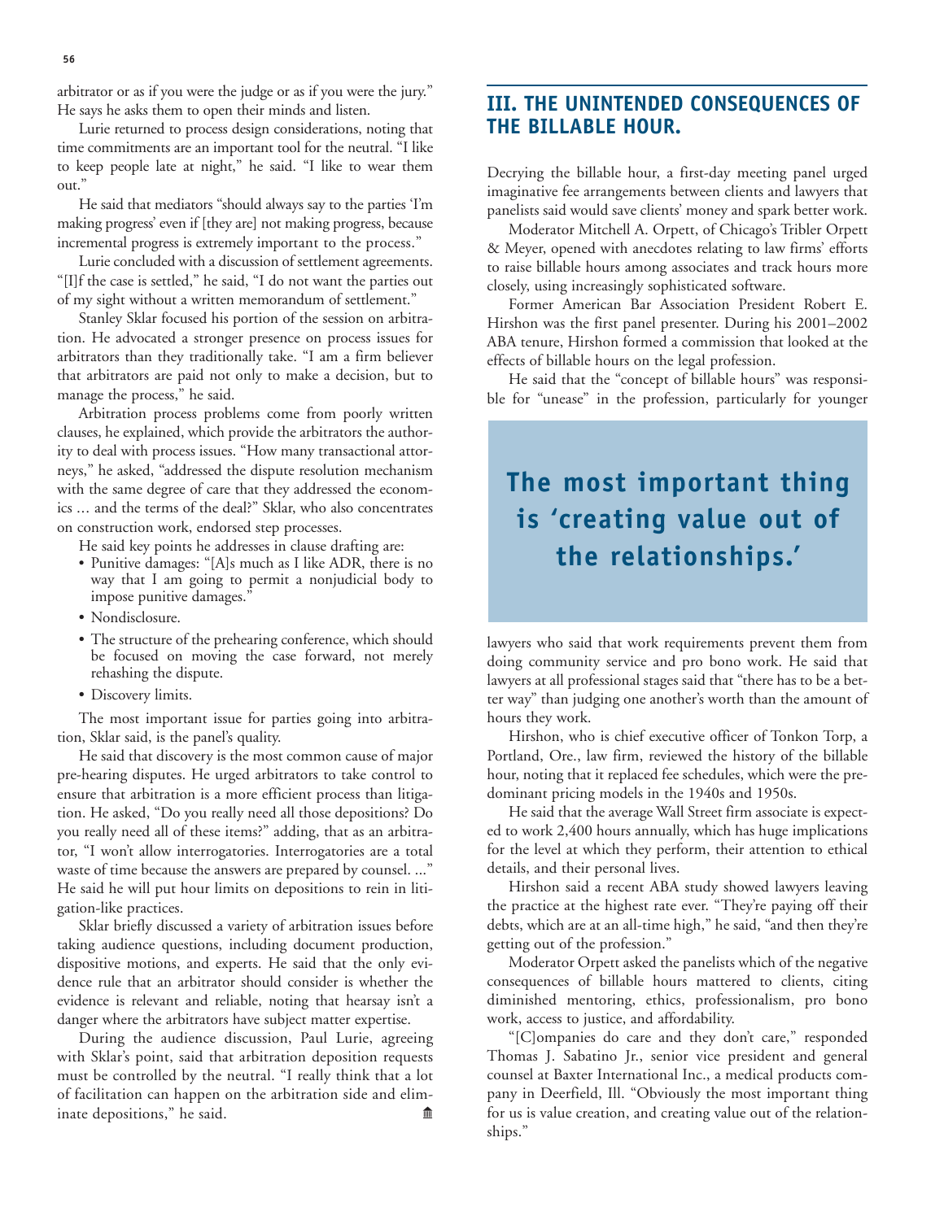arbitrator or as if you were the judge or as if you were the jury." He says he asks them to open their minds and listen.

Lurie returned to process design considerations, noting that time commitments are an important tool for the neutral. "I like to keep people late at night," he said. "I like to wear them out."

He said that mediators "should always say to the parties 'I'm making progress' even if [they are] not making progress, because incremental progress is extremely important to the process."

Lurie concluded with a discussion of settlement agreements. "[I]f the case is settled," he said, "I do not want the parties out of my sight without a written memorandum of settlement."

Stanley Sklar focused his portion of the session on arbitration. He advocated a stronger presence on process issues for arbitrators than they traditionally take. "I am a firm believer that arbitrators are paid not only to make a decision, but to manage the process," he said.

Arbitration process problems come from poorly written clauses, he explained, which provide the arbitrators the authority to deal with process issues. "How many transactional attorneys," he asked, "addressed the dispute resolution mechanism with the same degree of care that they addressed the economics ... and the terms of the deal?" Sklar, who also concentrates on construction work, endorsed step processes.

He said key points he addresses in clause drafting are:

- Punitive damages: "[A]s much as I like ADR, there is no way that I am going to permit a nonjudicial body to impose punitive damages."
- Nondisclosure.
- The structure of the prehearing conference, which should be focused on moving the case forward, not merely rehashing the dispute.
- Discovery limits.

The most important issue for parties going into arbitration, Sklar said, is the panel's quality.

He said that discovery is the most common cause of major pre-hearing disputes. He urged arbitrators to take control to ensure that arbitration is a more efficient process than litigation. He asked, "Do you really need all those depositions? Do you really need all of these items?" adding, that as an arbitrator, "I won't allow interrogatories. Interrogatories are a total waste of time because the answers are prepared by counsel. ..." He said he will put hour limits on depositions to rein in litigation-like practices.

Sklar briefly discussed a variety of arbitration issues before taking audience questions, including document production, dispositive motions, and experts. He said that the only evidence rule that an arbitrator should consider is whether the evidence is relevant and reliable, noting that hearsay isn't a danger where the arbitrators have subject matter expertise.

During the audience discussion, Paul Lurie, agreeing with Sklar's point, said that arbitration deposition requests must be controlled by the neutral. "I really think that a lot of facilitation can happen on the arbitration side and eliminate depositions," he said.

## III. THE UNINTENDED CONSEQUENCES OF THE BILLABLE HOUR.

Decrying the billable hour, a first-day meeting panel urged imaginative fee arrangements between clients and lawyers that panelists said would save clients' money and spark better work.

Moderator Mitchell A. Orpett, of Chicago's Tribler Orpett & Meyer, opened with anecdotes relating to law firms' efforts to raise billable hours among associates and track hours more closely, using increasingly sophisticated software.

Former American Bar Association President Robert E. Hirshon was the first panel presenter. During his 2001–2002 ABA tenure, Hirshon formed a commission that looked at the effects of billable hours on the legal profession.

He said that the "concept of billable hours" was responsible for "unease" in the profession, particularly for younger lawyers who said that work requirements prevent them from doing community service and pro bono work. He said that lawyers at all professional stages said that "there has to be a better way" than judging one another's worth than the amount of hours they work.

**The most important thing is 'creating value out of the relationships.'**

Hirshon, who is chief executive officer of Tonkon Torp, a Portland, Ore., law firm, reviewed the history of the billable hour, noting that it replaced fee schedules, which were the predominant pricing models in the 1940s and 1950s.

He said that the average Wall Street firm associate is expected to work 2,400 hours annually, which has huge implications for the level at which they perform, their attention to ethical details, and their personal lives.

Hirshon said a recent ABA study showed lawyers leaving the practice at the highest rate ever. "They're paying off their debts, which are at an all-time high," he said, "and then they're getting out of the profession."

Moderator Orpett asked the panelists which of the negative consequences of billable hours mattered to clients, citing diminished mentoring, ethics, professionalism, pro bono work, access to justice, and affordability.

"[C]ompanies do care and they don't care," responded Thomas J. Sabatino Jr., senior vice president and general counsel at Baxter International Inc., a medical products company in Deerfield, Ill. "Obviously the most important thing for us is value creation, and creating value out of the relationships."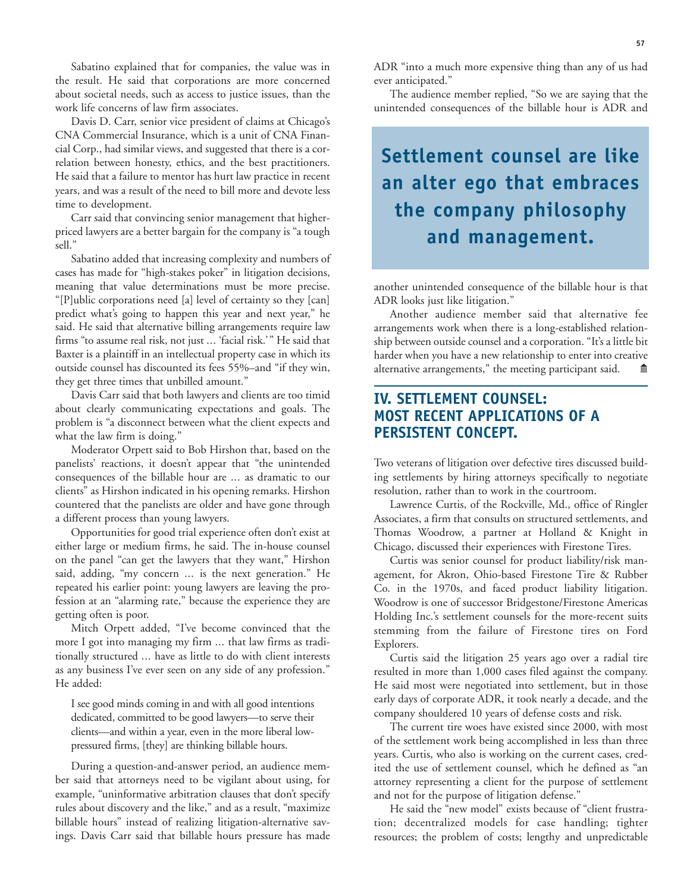Sabatino explained that for companies, the value was in the result. He said that corporations are more concerned about societal needs, such as access to justice issues, than the work life concerns of law firm associates.

Davis D. Carr, senior vice president of claims at Chicago's CNA Commercial Insurance, which is a unit of CNA Financial Corp., had similar views, and suggested that there is a correlation between honesty, ethics, and the best practitioners. He said that a failure to mentor has hurt law practice in recent years, and was a result of the need to bill more and devote less time to development.

Carr said that convincing senior management that higher-priced lawyers are a better bargain for the company is "a tough sell."

Sabatino added that increasing complexity and numbers of cases has made for "high-stakes poker" in litigation decisions, meaning that value determinations must be more precise. "[P]ublic corporations need [a] level of certainty so they [can] predict what's going to happen this year and next year," he said. He said that alternative billing arrangements require law firms "to assume real risk, not just ... 'facial risk.'" He said that Baxter is a plaintiff in an intellectual property case in which its outside counsel has discounted its fees 55%–and "if they win, they get three times that unbilled amount."

Davis Carr said that both lawyers and clients are too timid about clearly communicating expectations and goals. The problem is "a disconnect between what the client expects and what the law firm is doing."

Moderator Orpett said to Bob Hirshon that, based on the panelists' reactions, it doesn't appear that "the unintended consequences of the billable hour are ... as dramatic to our clients" as Hirshon indicated in his opening remarks. Hirshon countered that the panelists are older and have gone through a different process than young lawyers.

Opportunities for good trial experience often don't exist at either large or medium firms, he said. The in-house counsel on the panel "can get the lawyers that they want," Hirshon said, adding, "my concern ... is the next generation." He repeated his earlier point: young lawyers are leaving the profession at an "alarming rate," because the experience they are getting often is poor.

Mitch Orpett added, "I've become convinced that the more I got into managing my firm ... that law firms as traditionally structured ... have as little to do with client interests as any business I've ever seen on any side of any profession." He added:

> I see good minds coming in and with all good intentions dedicated, committed to be good lawyers—to serve their clients—and within a year, even in the more liberal low-pressured firms, [they] are thinking billable hours.

During a question-and-answer period, an audience member said that attorneys need to be vigilant about using, for example, "uninformative arbitration clauses that don't specify rules about discovery and the like," and as a result, "maximize billable hours" instead of realizing litigation-alternative savings. Davis Carr said that billable hours pressure has made ADR "into a much more expensive thing than any of us had ever anticipated."

The audience member replied, "So we are saying that the unintended consequences of the billable hour is ADR and another unintended consequence of the billable hour is that ADR looks just like litigation."

Another audience member said that alternative fee arrangements work when there is a long-established relationship between outside counsel and a corporation. "It's a little bit harder when you have a new relationship to enter into creative alternative arrangements," the meeting participant said.

> **Settlement counsel are like an alter ego that embraces the company philosophy and management.**

## IV. SETTLEMENT COUNSEL: MOST RECENT APPLICATIONS OF A PERSISTENT CONCEPT.

Two veterans of litigation over defective tires discussed building settlements by hiring attorneys specifically to negotiate resolution, rather than to work in the courtroom.

Lawrence Curtis, of the Rockville, Md., office of Ringler Associates, a firm that consults on structured settlements, and Thomas Woodrow, a partner at Holland & Knight in Chicago, discussed their experiences with Firestone Tires.

Curtis was senior counsel for product liability/risk management, for Akron, Ohio-based Firestone Tire & Rubber Co. in the 1970s, and faced product liability litigation. Woodrow is one of successor Bridgestone/Firestone Americas Holding Inc.'s settlement counsels for the more-recent suits stemming from the failure of Firestone tires on Ford Explorers.

Curtis said the litigation 25 years ago over a radial tire resulted in more than 1,000 cases filed against the company. He said most were negotiated into settlement, but in those early days of corporate ADR, it took nearly a decade, and the company shouldered 10 years of defense costs and risk.

The current tire woes have existed since 2000, with most of the settlement work being accomplished in less than three years. Curtis, who also is working on the current cases, credited the use of settlement counsel, which he defined as "an attorney representing a client for the purpose of settlement and not for the purpose of litigation defense."

He said the "new model" exists because of "client frustration; decentralized models for case handling; tighter resources; the problem of costs; lengthy and unpredictable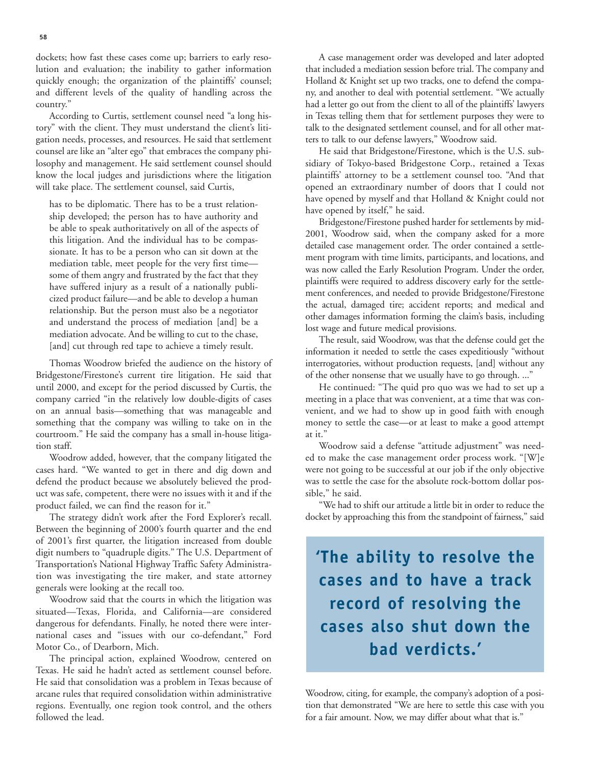dockets; how fast these cases come up; barriers to early resolution and evaluation; the inability to gather information quickly enough; the organization of the plaintiffs' counsel; and different levels of the quality of handling across the country."

According to Curtis, settlement counsel need "a long history" with the client. They must understand the client's litigation needs, processes, and resources. He said that settlement counsel are like an "alter ego" that embraces the company philosophy and management. He said settlement counsel should know the local judges and jurisdictions where the litigation will take place. The settlement counsel, said Curtis,

> has to be diplomatic. There has to be a trust relationship developed; the person has to have authority and be able to speak authoritatively on all of the aspects of this litigation. And the individual has to be compassionate. It has to be a person who can sit down at the mediation table, meet people for the very first time—some of them angry and frustrated by the fact that they have suffered injury as a result of a nationally publicized product failure—and be able to develop a human relationship. But the person must also be a negotiator and understand the process of mediation [and] be a mediation advocate. And be willing to cut to the chase, [and] cut through red tape to achieve a timely result.

Thomas Woodrow briefed the audience on the history of Bridgestone/Firestone's current tire litigation. He said that until 2000, and except for the period discussed by Curtis, the company carried "in the relatively low double-digits of cases on an annual basis—something that was manageable and something that the company was willing to take on in the courtroom." He said the company has a small in-house litigation staff.

Woodrow added, however, that the company litigated the cases hard. "We wanted to get in there and dig down and defend the product because we absolutely believed the product was safe, competent, there were no issues with it and if the product failed, we can find the reason for it."

The strategy didn't work after the Ford Explorer's recall. Between the beginning of 2000's fourth quarter and the end of 2001's first quarter, the litigation increased from double digit numbers to "quadruple digits." The U.S. Department of Transportation's National Highway Traffic Safety Administration was investigating the tire maker, and state attorney generals were looking at the recall too.

Woodrow said that the courts in which the litigation was situated—Texas, Florida, and California—are considered dangerous for defendants. Finally, he noted there were international cases and "issues with our co-defendant," Ford Motor Co., of Dearborn, Mich.

The principal action, explained Woodrow, centered on Texas. He said he hadn't acted as settlement counsel before. He said that consolidation was a problem in Texas because of arcane rules that required consolidation within administrative regions. Eventually, one region took control, and the others followed the lead.

A case management order was developed and later adopted that included a mediation session before trial. The company and Holland & Knight set up two tracks, one to defend the company, and another to deal with potential settlement. "We actually had a letter go out from the client to all of the plaintiffs' lawyers in Texas telling them that for settlement purposes they were to talk to the designated settlement counsel, and for all other matters to talk to our defense lawyers," Woodrow said.

He said that Bridgestone/Firestone, which is the U.S. subsidiary of Tokyo-based Bridgestone Corp., retained a Texas plaintiffs' attorney to be a settlement counsel too. "And that opened an extraordinary number of doors that I could not have opened by myself and that Holland & Knight could not have opened by itself," he said.

Bridgestone/Firestone pushed harder for settlements by mid-2001, Woodrow said, when the company asked for a more detailed case management order. The order contained a settlement program with time limits, participants, and locations, and was now called the Early Resolution Program. Under the order, plaintiffs were required to address discovery early for the settlement conferences, and needed to provide Bridgestone/Firestone the actual, damaged tire; accident reports; and medical and other damages information forming the claim's basis, including lost wage and future medical provisions.

The result, said Woodrow, was that the defense could get the information it needed to settle the cases expeditiously "without interrogatories, without production requests, [and] without any of the other nonsense that we usually have to go through. ..."

He continued: "The quid pro quo was we had to set up a meeting in a place that was convenient, at a time that was convenient, and we had to show up in good faith with enough money to settle the case—or at least to make a good attempt at it."

Woodrow said a defense "attitude adjustment" was needed to make the case management order process work. "[W]e were not going to be successful at our job if the only objective was to settle the case for the absolute rock-bottom dollar possible," he said.

"We had to shift our attitude a little bit in order to reduce the docket by approaching this from the standpoint of fairness," said Woodrow, citing, for example, the company's adoption of a position that demonstrated "We are here to settle this case with you for a fair amount. Now, we may differ about what that is."

> **'The ability to resolve the cases and to have a track record of resolving the cases also shut down the bad verdicts.'**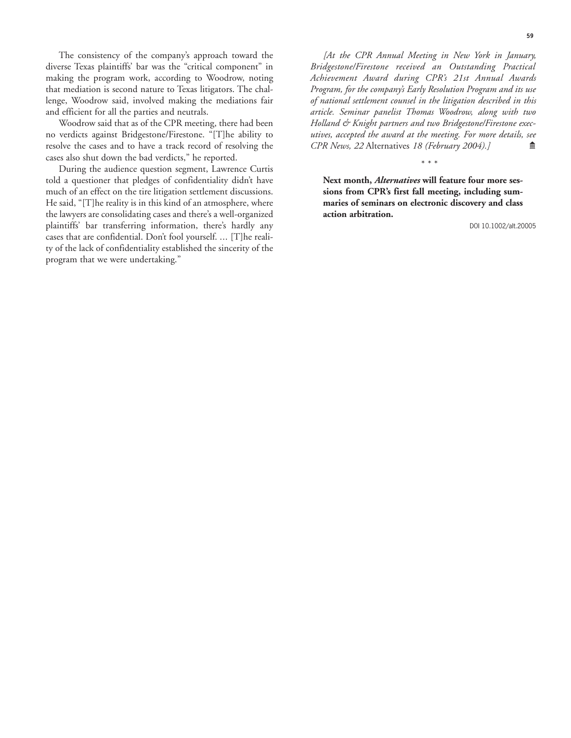The consistency of the company's approach toward the diverse Texas plaintiffs' bar was the "critical component" in making the program work, according to Woodrow, noting that mediation is second nature to Texas litigators. The challenge, Woodrow said, involved making the mediations fair and efficient for all the parties and neutrals.

Woodrow said that as of the CPR meeting, there had been no verdicts against Bridgestone/Firestone. "[T]he ability to resolve the cases and to have a track record of resolving the cases also shut down the bad verdicts," he reported.

During the audience question segment, Lawrence Curtis told a questioner that pledges of confidentiality didn't have much of an effect on the tire litigation settlement discussions. He said, "[T]he reality is in this kind of an atmosphere, where the lawyers are consolidating cases and there's a well-organized plaintiffs' bar transferring information, there's hardly any cases that are confidential. Don't fool yourself. … [T]he reality of the lack of confidentiality established the sincerity of the program that we were undertaking."

*[At the CPR Annual Meeting in New York in January, Bridgestone/Firestone received an Outstanding Practical Achievement Award during CPR's 21st Annual Awards Program, for the company's Early Resolution Program and its use of national settlement counsel in the litigation described in this article. Seminar panelist Thomas Woodrow, along with two Holland & Knight partners and two Bridgestone/Firestone executives, accepted the award at the meeting. For more details, see CPR News, 22* Alternatives *18 (February 2004).]*

\* \* \*

**Next month, *Alternatives* will feature four more sessions from CPR's first fall meeting, including summaries of seminars on electronic discovery and class action arbitration.**

DOI 10.1002/alt.20005